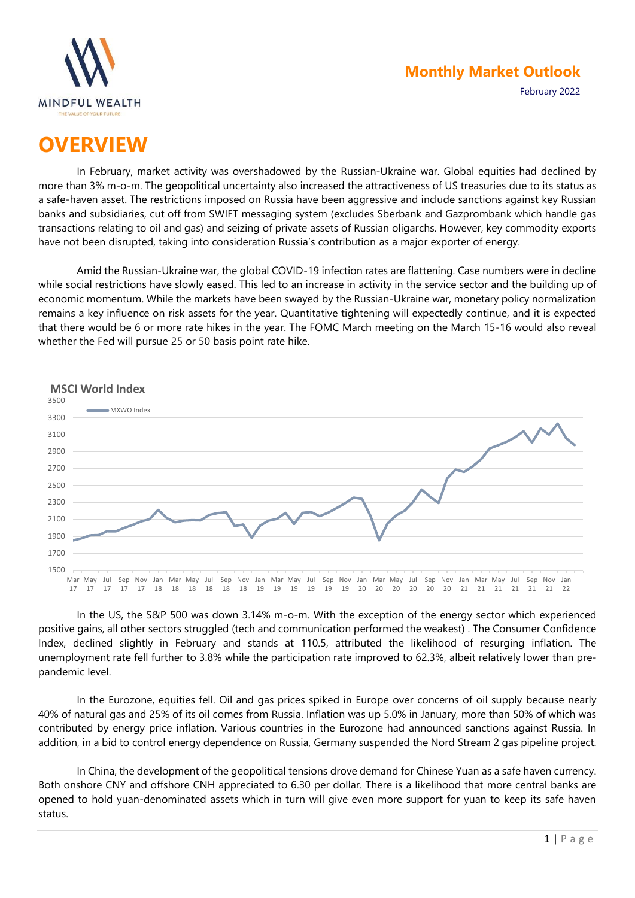**Monthly Market Outlook**

February 2022

# OVERVIEW

In February, market activity was overshadowed by the Russian-Ukraine war. Global equities had declined by more than 3% m-o-m. The geopolitical uncertainty also increased the attractiveness of US treasuries due to its status as a safe-haven asset. The restrictions imposed on Russia have been aggressive and include sanctions against key Russian banks and subsidiaries, cut off from SWIFT messaging system (excludes Sberbank and Gazprombank which handle gas transactions relating to oil and gas) and seizing of private assets of Russian oligarchs. However, key commodity exports have not been disrupted, taking into consideration Russia's contribution as a major exporter of energy.

Amid the Russian-Ukraine war, the global COVID-19 infection rates are flattening. Case numbers were in decline while social restrictions have slowly eased. This led to an increase in activity in the service sector and the building up of economic momentum. While the markets have been swayed by the Russian-Ukraine war, monetary policy normalization remains a key influence on risk assets for the year. Quantitative tightening will expectedly continue, and it is expected that there would be 6 or more rate hikes in the year. The FOMC March meeting on the March 15-16 would also reveal whether the Fed will pursue 25 or 50 basis point rate hike.

**MSCI World Index**

In the US, the S&P 500 was down 3.14% m-o-m. With the exception of the energy sector which experienced positive gains, all other sectors struggled (tech and communication performed the weakest) . The Consumer Confidence Index, declined slightly in February and stands at 110.5, attributed the likelihood of resurging inflation. The unemployment rate fell further to 3.8% while the participation rate improved to 62.3%, albeit relatively lower than pre-pandemic level.

In the Eurozone, equities fell. Oil and gas prices spiked in Europe over concerns of oil supply because nearly 40% of natural gas and 25% of its oil comes from Russia. Inflation was up 5.0% in January, more than 50% of which was contributed by energy price inflation. Various countries in the Eurozone had announced sanctions against Russia. In addition, in a bid to control energy dependence on Russia, Germany suspended the Nord Stream 2 gas pipeline project.

In China, the development of the geopolitical tensions drove demand for Chinese Yuan as a safe haven currency. Both onshore CNY and offshore CNH appreciated to 6.30 per dollar. There is a likelihood that more central banks are opened to hold yuan-denominated assets which in turn will give even more support for yuan to keep its safe haven status.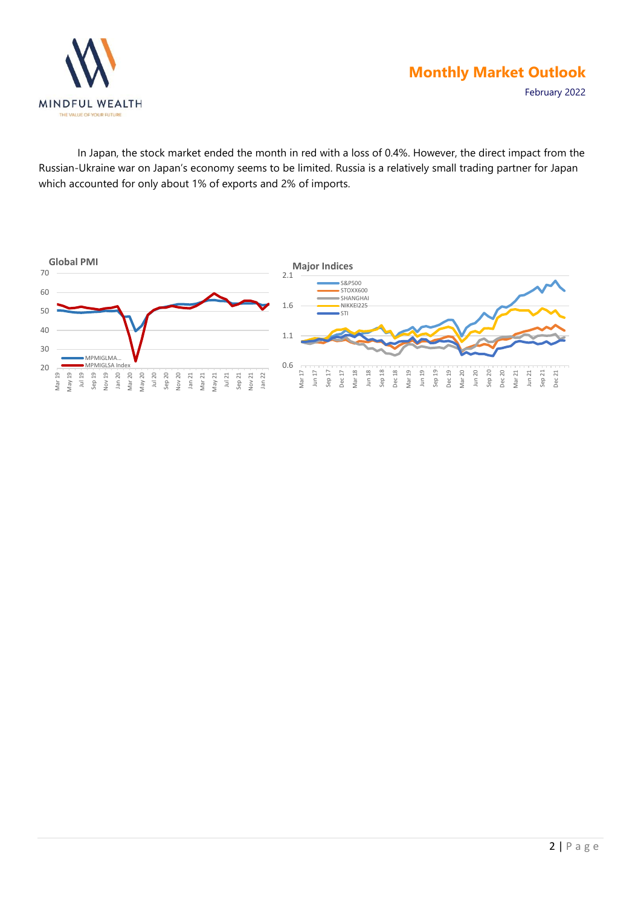In Japan, the stock market ended the month in red with a loss of 0.4%. However, the direct impact from the Russian-Ukraine war on Japan's economy seems to be limited. Russia is a relatively small trading partner for Japan which accounted for only about 1% of exports and 2% of imports.

**Global PMI**

**Major Indices**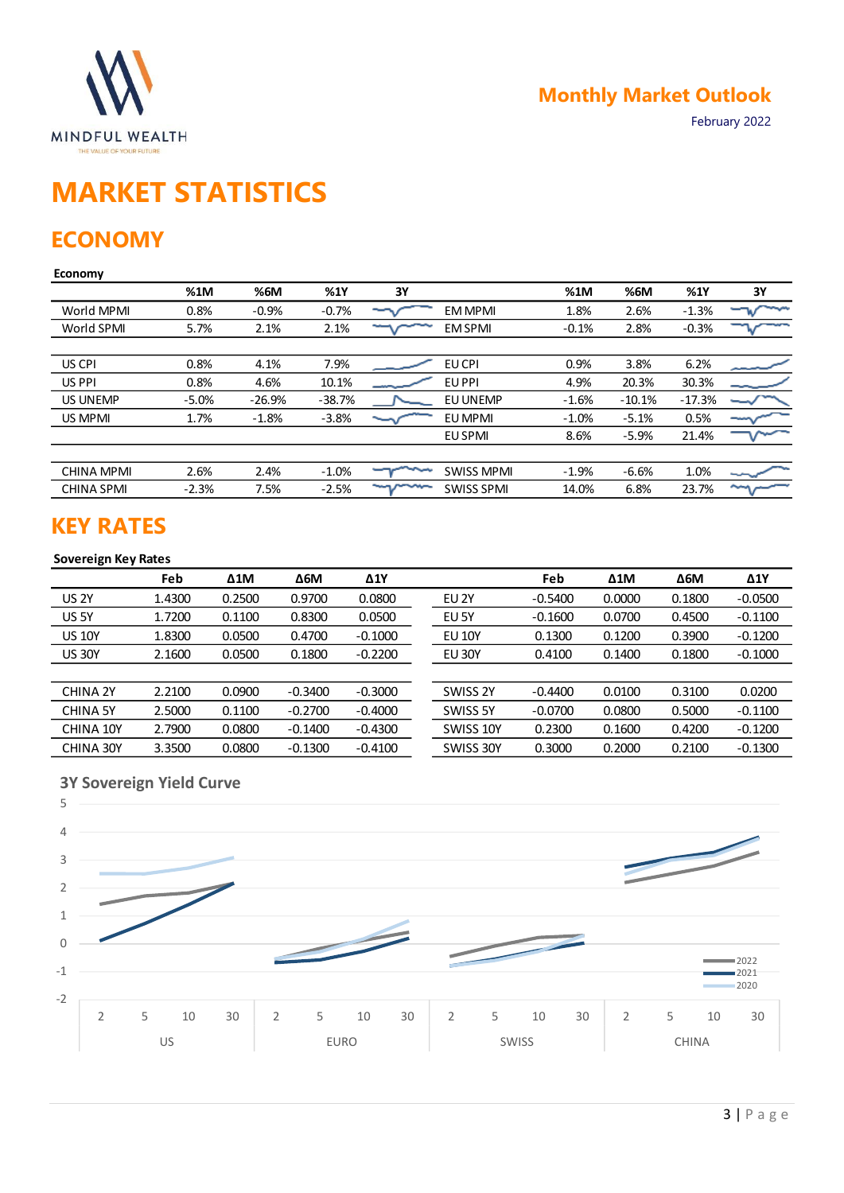MINDFUL WEALTH

THE VALUE OF YOUR FUTURE

**Monthly Market Outlook**

February 2022

# MARKET STATISTICS

## ECONOMY

**Economy**

| | %1M | %6M | %1Y | 3Y | | %1M | %6M | %1Y | 3Y |
|---|---|---|---|---|---|---|---|---|---|
| World MPMI | 0.8% | -0.9% | -0.7% | | EM MPMI | 1.8% | 2.6% | -1.3% | |
| World SPMI | 5.7% | 2.1% | 2.1% | | EM SPMI | -0.1% | 2.8% | -0.3% | |
| | | | | | | | | | |
| US CPI | 0.8% | 4.1% | 7.9% | | EU CPI | 0.9% | 3.8% | 6.2% | |
| US PPI | 0.8% | 4.6% | 10.1% | | EU PPI | 4.9% | 20.3% | 30.3% | |
| US UNEMP | -5.0% | -26.9% | -38.7% | | EU UNEMP | -1.6% | -10.1% | -17.3% | |
| US MPMI | 1.7% | -1.8% | -3.8% | | EU MPMI | -1.0% | -5.1% | 0.5% | |
| | | | | | EU SPMI | 8.6% | -5.9% | 21.4% | |
| | | | | | | | | | |
| CHINA MPMI | 2.6% | 2.4% | -1.0% | | SWISS MPMI | -1.9% | -6.6% | 1.0% | |
| CHINA SPMI | -2.3% | 7.5% | -2.5% | | SWISS SPMI | 14.0% | 6.8% | 23.7% | |

## KEY RATES

**Sovereign Key Rates**

| | Feb | Δ1M | Δ6M | Δ1Y | | Feb | Δ1M | Δ6M | Δ1Y |
|---|---|---|---|---|---|---|---|---|---|
| US 2Y | 1.4300 | 0.2500 | 0.9700 | 0.0800 | EU 2Y | -0.5400 | 0.0000 | 0.1800 | -0.0500 |
| US 5Y | 1.7200 | 0.1100 | 0.8300 | 0.0500 | EU 5Y | -0.1600 | 0.0700 | 0.4500 | -0.1100 |
| US 10Y | 1.8300 | 0.0500 | 0.4700 | -0.1000 | EU 10Y | 0.1300 | 0.1200 | 0.3900 | -0.1200 |
| US 30Y | 2.1600 | 0.0500 | 0.1800 | -0.2200 | EU 30Y | 0.4100 | 0.1400 | 0.1800 | -0.1000 |
| | | | | | | | | | |
| CHINA 2Y | 2.2100 | 0.0900 | -0.3400 | -0.3000 | SWISS 2Y | -0.4400 | 0.0100 | 0.3100 | 0.0200 |
| CHINA 5Y | 2.5000 | 0.1100 | -0.2700 | -0.4000 | SWISS 5Y | -0.0700 | 0.0800 | 0.5000 | -0.1100 |
| CHINA 10Y | 2.7900 | 0.0800 | -0.1400 | -0.4300 | SWISS 10Y | 0.2300 | 0.1600 | 0.4200 | -0.1200 |
| CHINA 30Y | 3.3500 | 0.0800 | -0.1300 | -0.4100 | SWISS 30Y | 0.3000 | 0.2000 | 0.2100 | -0.1300 |

### 3Y Sovereign Yield Curve

Legend: 2022, 2021, 2020

X-axis groups: US, EURO, SWISS, CHINA (maturities 2, 5, 10, 30); Y-axis: -2 to 5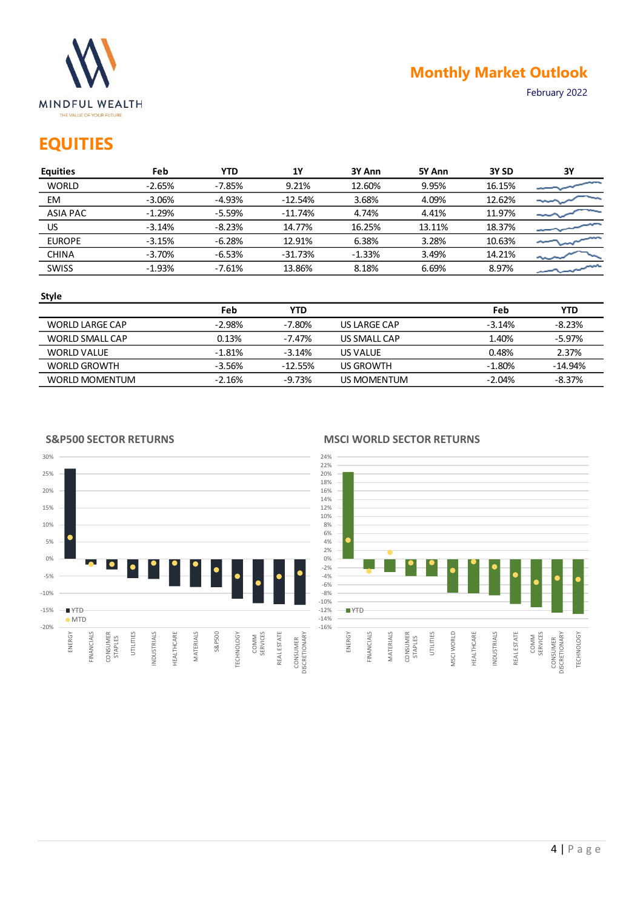## EQUITIES

| Equities | Feb | YTD | 1Y | 3Y Ann | 5Y Ann | 3Y SD | 3Y |
|---|---|---|---|---|---|---|---|
| WORLD | -2.65% | -7.85% | 9.21% | 12.60% | 9.95% | 16.15% | |
| EM | -3.06% | -4.93% | -12.54% | 3.68% | 4.09% | 12.62% | |
| ASIA PAC | -1.29% | -5.59% | -11.74% | 4.74% | 4.41% | 11.97% | |
| US | -3.14% | -8.23% | 14.77% | 16.25% | 13.11% | 18.37% | |
| EUROPE | -3.15% | -6.28% | 12.91% | 6.38% | 3.28% | 10.63% | |
| CHINA | -3.70% | -6.53% | -31.73% | -1.33% | 3.49% | 14.21% | |
| SWISS | -1.93% | -7.61% | 13.86% | 8.18% | 6.69% | 8.97% | |

**Style**

| | Feb | YTD | | Feb | YTD |
|---|---|---|---|---|---|
| WORLD LARGE CAP | -2.98% | -7.80% | US LARGE CAP | -3.14% | -8.23% |
| WORLD SMALL CAP | 0.13% | -7.47% | US SMALL CAP | 1.40% | -5.97% |
| WORLD VALUE | -1.81% | -3.14% | US VALUE | 0.48% | 2.37% |
| WORLD GROWTH | -3.56% | -12.55% | US GROWTH | -1.80% | -14.94% |
| WORLD MOMENTUM | -2.16% | -9.73% | US MOMENTUM | -2.04% | -8.37% |

**S&P500 SECTOR RETURNS**

**MSCI WORLD SECTOR RETURNS**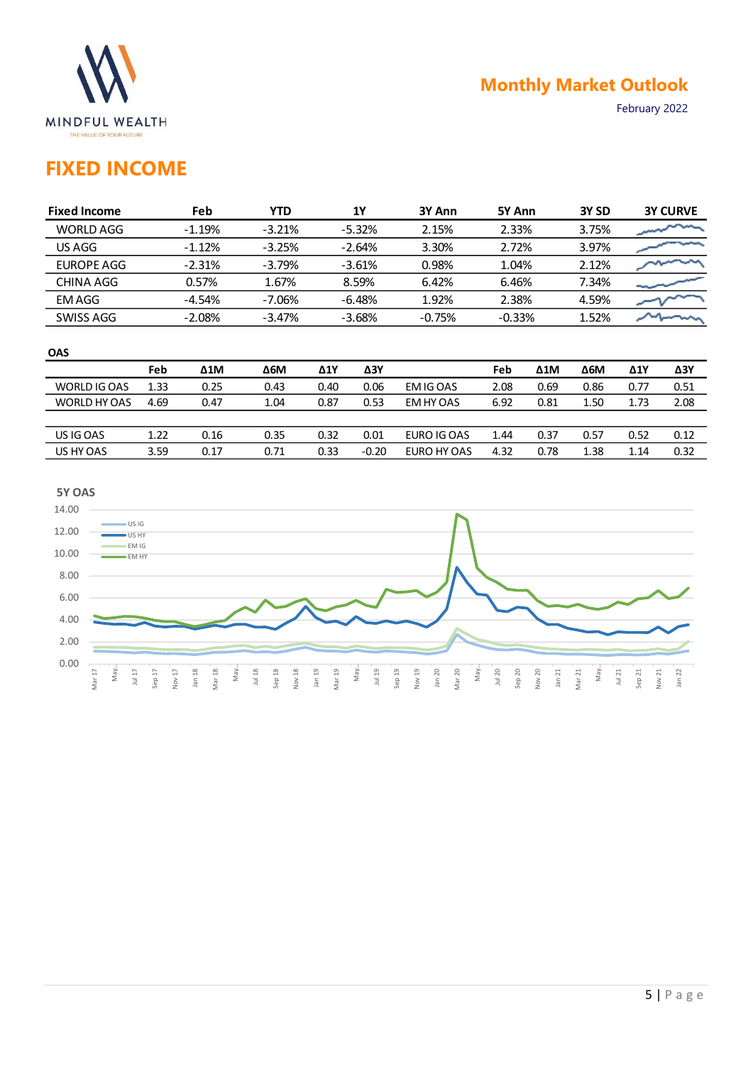# FIXED INCOME

| Fixed Income | Feb | YTD | 1Y | 3Y Ann | 5Y Ann | 3Y SD | 3Y CURVE |
|---|---|---|---|---|---|---|---|
| WORLD AGG | -1.19% | -3.21% | -5.32% | 2.15% | 2.33% | 3.75% | |
| US AGG | -1.12% | -3.25% | -2.64% | 3.30% | 2.72% | 3.97% | |
| EUROPE AGG | -2.31% | -3.79% | -3.61% | 0.98% | 1.04% | 2.12% | |
| CHINA AGG | 0.57% | 1.67% | 8.59% | 6.42% | 6.46% | 7.34% | |
| EM AGG | -4.54% | -7.06% | -6.48% | 1.92% | 2.38% | 4.59% | |
| SWISS AGG | -2.08% | -3.47% | -3.68% | -0.75% | -0.33% | 1.52% | |

**OAS**

| | Feb | Δ1M | Δ6M | Δ1Y | Δ3Y | | Feb | Δ1M | Δ6M | Δ1Y | Δ3Y |
|---|---|---|---|---|---|---|---|---|---|---|---|
| WORLD IG OAS | 1.33 | 0.25 | 0.43 | 0.40 | 0.06 | EM IG OAS | 2.08 | 0.69 | 0.86 | 0.77 | 0.51 |
| WORLD HY OAS | 4.69 | 0.47 | 1.04 | 0.87 | 0.53 | EM HY OAS | 6.92 | 0.81 | 1.50 | 1.73 | 2.08 |
| US IG OAS | 1.22 | 0.16 | 0.35 | 0.32 | 0.01 | EURO IG OAS | 1.44 | 0.37 | 0.57 | 0.52 | 0.12 |
| US HY OAS | 3.59 | 0.17 | 0.71 | 0.33 | -0.20 | EURO HY OAS | 4.32 | 0.78 | 1.38 | 1.14 | 0.32 |

**5Y OAS**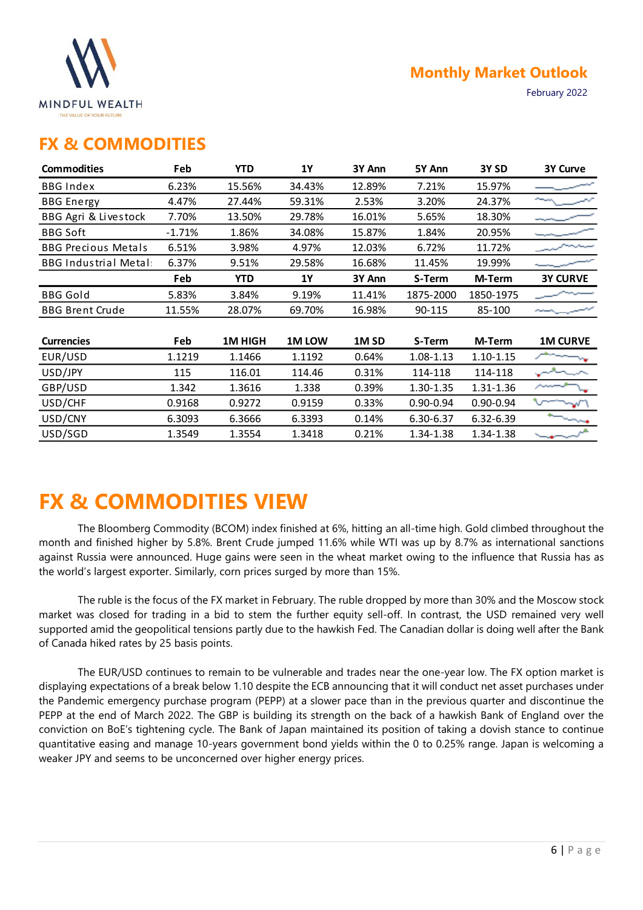## FX & COMMODITIES

| Commodities | Feb | YTD | 1Y | 3Y Ann | 5Y Ann | 3Y SD | 3Y Curve |
|---|---|---|---|---|---|---|---|
| BBG Index | 6.23% | 15.56% | 34.43% | 12.89% | 7.21% | 15.97% | |
| BBG Energy | 4.47% | 27.44% | 59.31% | 2.53% | 3.20% | 24.37% | |
| BBG Agri & Livestock | 7.70% | 13.50% | 29.78% | 16.01% | 5.65% | 18.30% | |
| BBG Soft | -1.71% | 1.86% | 34.08% | 15.87% | 1.84% | 20.95% | |
| BBG Precious Metals | 6.51% | 3.98% | 4.97% | 12.03% | 6.72% | 11.72% | |
| BBG Industrial Metal | 6.37% | 9.51% | 29.58% | 16.68% | 11.45% | 19.99% | |
| | **Feb** | **YTD** | **1Y** | **3Y Ann** | **S-Term** | **M-Term** | **3Y CURVE** |
| BBG Gold | 5.83% | 3.84% | 9.19% | 11.41% | 1875-2000 | 1850-1975 | |
| BBG Brent Crude | 11.55% | 28.07% | 69.70% | 16.98% | 90-115 | 85-100 | |

| Currencies | Feb | 1M HIGH | 1M LOW | 1M SD | S-Term | M-Term | 1M CURVE |
|---|---|---|---|---|---|---|---|
| EUR/USD | 1.1219 | 1.1466 | 1.1192 | 0.64% | 1.08-1.13 | 1.10-1.15 | |
| USD/JPY | 115 | 116.01 | 114.46 | 0.31% | 114-118 | 114-118 | |
| GBP/USD | 1.342 | 1.3616 | 1.338 | 0.39% | 1.30-1.35 | 1.31-1.36 | |
| USD/CHF | 0.9168 | 0.9272 | 0.9159 | 0.33% | 0.90-0.94 | 0.90-0.94 | |
| USD/CNY | 6.3093 | 6.3666 | 6.3393 | 0.14% | 6.30-6.37 | 6.32-6.39 | |
| USD/SGD | 1.3549 | 1.3554 | 1.3418 | 0.21% | 1.34-1.38 | 1.34-1.38 | |

# FX & COMMODITIES VIEW

The Bloomberg Commodity (BCOM) index finished at 6%, hitting an all-time high. Gold climbed throughout the month and finished higher by 5.8%. Brent Crude jumped 11.6% while WTI was up by 8.7% as international sanctions against Russia were announced. Huge gains were seen in the wheat market owing to the influence that Russia has as the world's largest exporter. Similarly, corn prices surged by more than 15%.

The ruble is the focus of the FX market in February. The ruble dropped by more than 30% and the Moscow stock market was closed for trading in a bid to stem the further equity sell-off. In contrast, the USD remained very well supported amid the geopolitical tensions partly due to the hawkish Fed. The Canadian dollar is doing well after the Bank of Canada hiked rates by 25 basis points.

The EUR/USD continues to remain to be vulnerable and trades near the one-year low. The FX option market is displaying expectations of a break below 1.10 despite the ECB announcing that it will conduct net asset purchases under the Pandemic emergency purchase program (PEPP) at a slower pace than in the previous quarter and discontinue the PEPP at the end of March 2022. The GBP is building its strength on the back of a hawkish Bank of England over the conviction on BoE's tightening cycle. The Bank of Japan maintained its position of taking a dovish stance to continue quantitative easing and manage 10-years government bond yields within the 0 to 0.25% range. Japan is welcoming a weaker JPY and seems to be unconcerned over higher energy prices.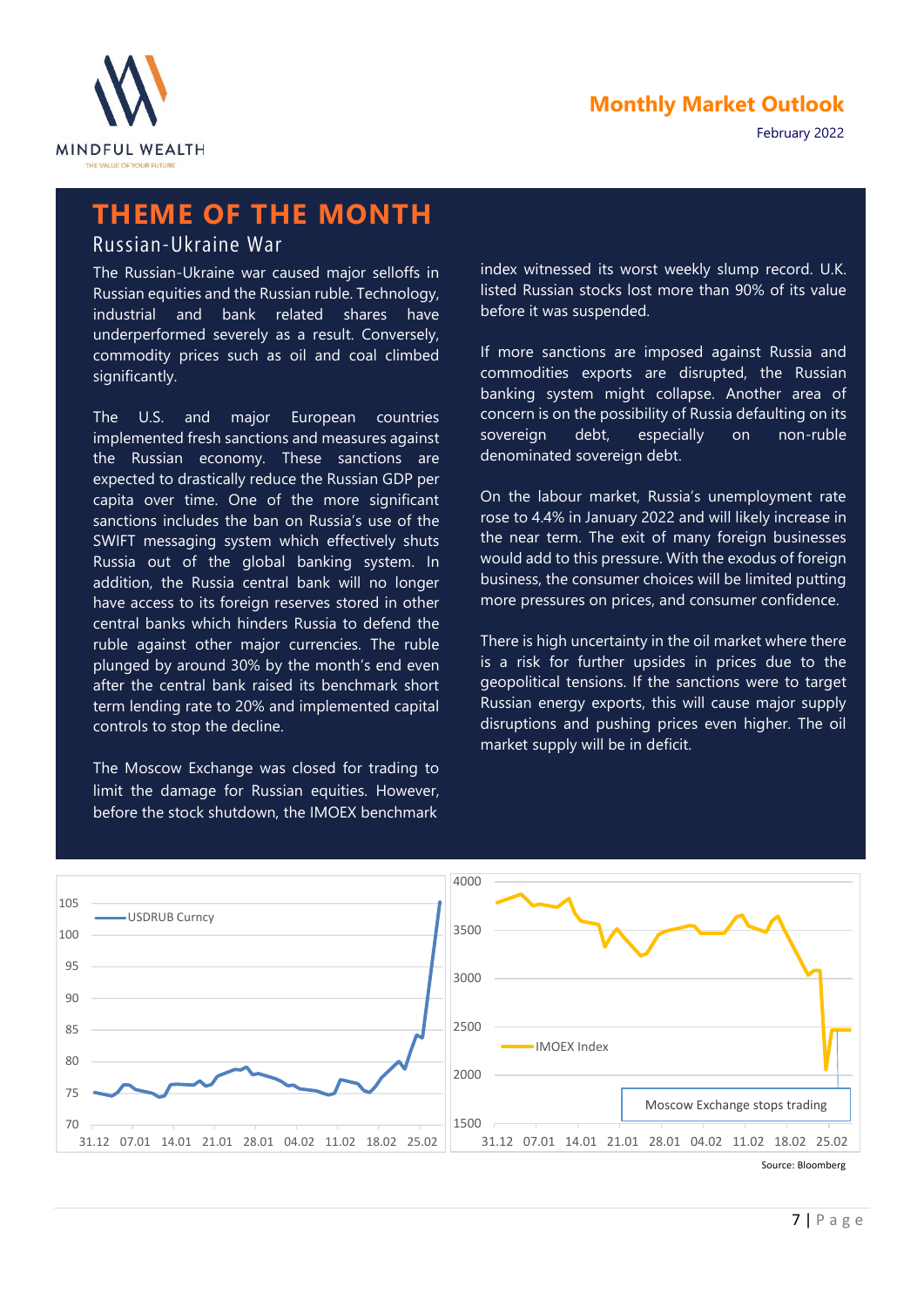# THEME OF THE MONTH

## Russian-Ukraine War

The Russian-Ukraine war caused major selloffs in Russian equities and the Russian ruble. Technology, industrial and bank related shares have underperformed severely as a result. Conversely, commodity prices such as oil and coal climbed significantly.

The U.S. and major European countries implemented fresh sanctions and measures against the Russian economy. These sanctions are expected to drastically reduce the Russian GDP per capita over time. One of the more significant sanctions includes the ban on Russia's use of the SWIFT messaging system which effectively shuts Russia out of the global banking system. In addition, the Russia central bank will no longer have access to its foreign reserves stored in other central banks which hinders Russia to defend the ruble against other major currencies. The ruble plunged by around 30% by the month's end even after the central bank raised its benchmark short term lending rate to 20% and implemented capital controls to stop the decline.

The Moscow Exchange was closed for trading to limit the damage for Russian equities. However, before the stock shutdown, the IMOEX benchmark index witnessed its worst weekly slump record. U.K. listed Russian stocks lost more than 90% of its value before it was suspended.

If more sanctions are imposed against Russia and commodities exports are disrupted, the Russian banking system might collapse. Another area of concern is on the possibility of Russia defaulting on its sovereign debt, especially on non-ruble denominated sovereign debt.

On the labour market, Russia's unemployment rate rose to 4.4% in January 2022 and will likely increase in the near term. The exit of many foreign businesses would add to this pressure. With the exodus of foreign business, the consumer choices will be limited putting more pressures on prices, and consumer confidence.

There is high uncertainty in the oil market where there is a risk for further upsides in prices due to the geopolitical tensions. If the sanctions were to target Russian energy exports, this will cause major supply disruptions and pushing prices even higher. The oil market supply will be in deficit.

Source: Bloomberg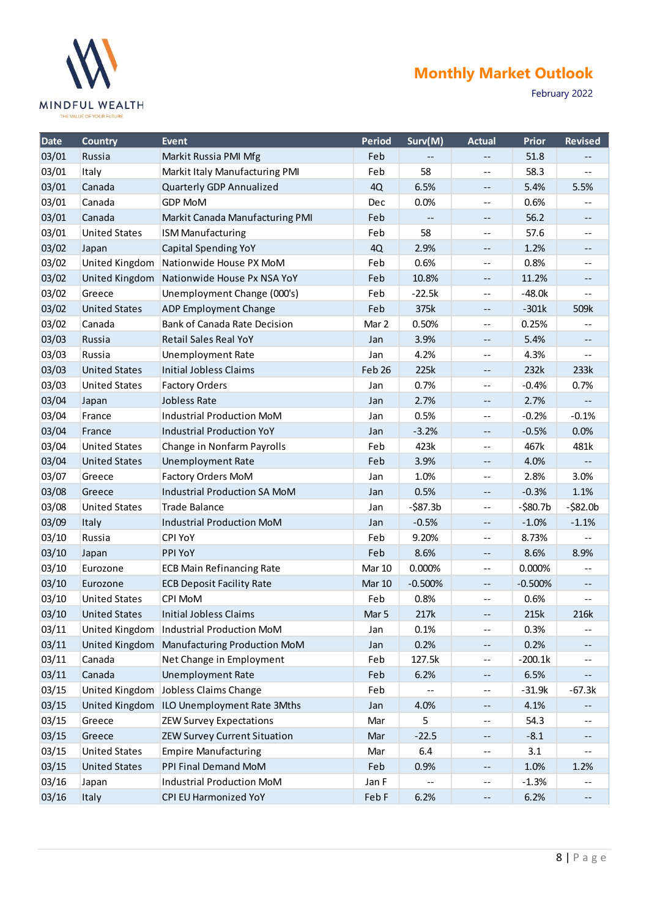| Date | Country | Event | Period | Surv(M) | Actual | Prior | Revised |
|---|---|---|---|---|---|---|---|
| 03/01 | Russia | Markit Russia PMI Mfg | Feb | -- | -- | 51.8 | -- |
| 03/01 | Italy | Markit Italy Manufacturing PMI | Feb | 58 | -- | 58.3 | -- |
| 03/01 | Canada | Quarterly GDP Annualized | 4Q | 6.5% | -- | 5.4% | 5.5% |
| 03/01 | Canada | GDP MoM | Dec | 0.0% | -- | 0.6% | -- |
| 03/01 | Canada | Markit Canada Manufacturing PMI | Feb | -- | -- | 56.2 | -- |
| 03/01 | United States | ISM Manufacturing | Feb | 58 | -- | 57.6 | -- |
| 03/02 | Japan | Capital Spending YoY | 4Q | 2.9% | -- | 1.2% | -- |
| 03/02 | United Kingdom | Nationwide House PX MoM | Feb | 0.6% | -- | 0.8% | -- |
| 03/02 | United Kingdom | Nationwide House Px NSA YoY | Feb | 10.8% | -- | 11.2% | -- |
| 03/02 | Greece | Unemployment Change (000's) | Feb | -22.5k | -- | -48.0k | -- |
| 03/02 | United States | ADP Employment Change | Feb | 375k | -- | -301k | 509k |
| 03/02 | Canada | Bank of Canada Rate Decision | Mar 2 | 0.50% | -- | 0.25% | -- |
| 03/03 | Russia | Retail Sales Real YoY | Jan | 3.9% | -- | 5.4% | -- |
| 03/03 | Russia | Unemployment Rate | Jan | 4.2% | -- | 4.3% | -- |
| 03/03 | United States | Initial Jobless Claims | Feb 26 | 225k | -- | 232k | 233k |
| 03/03 | United States | Factory Orders | Jan | 0.7% | -- | -0.4% | 0.7% |
| 03/04 | Japan | Jobless Rate | Jan | 2.7% | -- | 2.7% | -- |
| 03/04 | France | Industrial Production MoM | Jan | 0.5% | -- | -0.2% | -0.1% |
| 03/04 | France | Industrial Production YoY | Jan | -3.2% | -- | -0.5% | 0.0% |
| 03/04 | United States | Change in Nonfarm Payrolls | Feb | 423k | -- | 467k | 481k |
| 03/04 | United States | Unemployment Rate | Feb | 3.9% | -- | 4.0% | -- |
| 03/07 | Greece | Factory Orders MoM | Jan | 1.0% | -- | 2.8% | 3.0% |
| 03/08 | Greece | Industrial Production SA MoM | Jan | 0.5% | -- | -0.3% | 1.1% |
| 03/08 | United States | Trade Balance | Jan | -$87.3b | -- | -$80.7b | -$82.0b |
| 03/09 | Italy | Industrial Production MoM | Jan | -0.5% | -- | -1.0% | -1.1% |
| 03/10 | Russia | CPI YoY | Feb | 9.20% | -- | 8.73% | -- |
| 03/10 | Japan | PPI YoY | Feb | 8.6% | -- | 8.6% | 8.9% |
| 03/10 | Eurozone | ECB Main Refinancing Rate | Mar 10 | 0.000% | -- | 0.000% | -- |
| 03/10 | Eurozone | ECB Deposit Facility Rate | Mar 10 | -0.500% | -- | -0.500% | -- |
| 03/10 | United States | CPI MoM | Feb | 0.8% | -- | 0.6% | -- |
| 03/10 | United States | Initial Jobless Claims | Mar 5 | 217k | -- | 215k | 216k |
| 03/11 | United Kingdom | Industrial Production MoM | Jan | 0.1% | -- | 0.3% | -- |
| 03/11 | United Kingdom | Manufacturing Production MoM | Jan | 0.2% | -- | 0.2% | -- |
| 03/11 | Canada | Net Change in Employment | Feb | 127.5k | -- | -200.1k | -- |
| 03/11 | Canada | Unemployment Rate | Feb | 6.2% | -- | 6.5% | -- |
| 03/15 | United Kingdom | Jobless Claims Change | Feb | -- | -- | -31.9k | -67.3k |
| 03/15 | United Kingdom | ILO Unemployment Rate 3Mths | Jan | 4.0% | -- | 4.1% | -- |
| 03/15 | Greece | ZEW Survey Expectations | Mar | 5 | -- | 54.3 | -- |
| 03/15 | Greece | ZEW Survey Current Situation | Mar | -22.5 | -- | -8.1 | -- |
| 03/15 | United States | Empire Manufacturing | Mar | 6.4 | -- | 3.1 | -- |
| 03/15 | United States | PPI Final Demand MoM | Feb | 0.9% | -- | 1.0% | 1.2% |
| 03/16 | Japan | Industrial Production MoM | Jan F | -- | -- | -1.3% | -- |
| 03/16 | Italy | CPI EU Harmonized YoY | Feb F | 6.2% | -- | 6.2% | -- |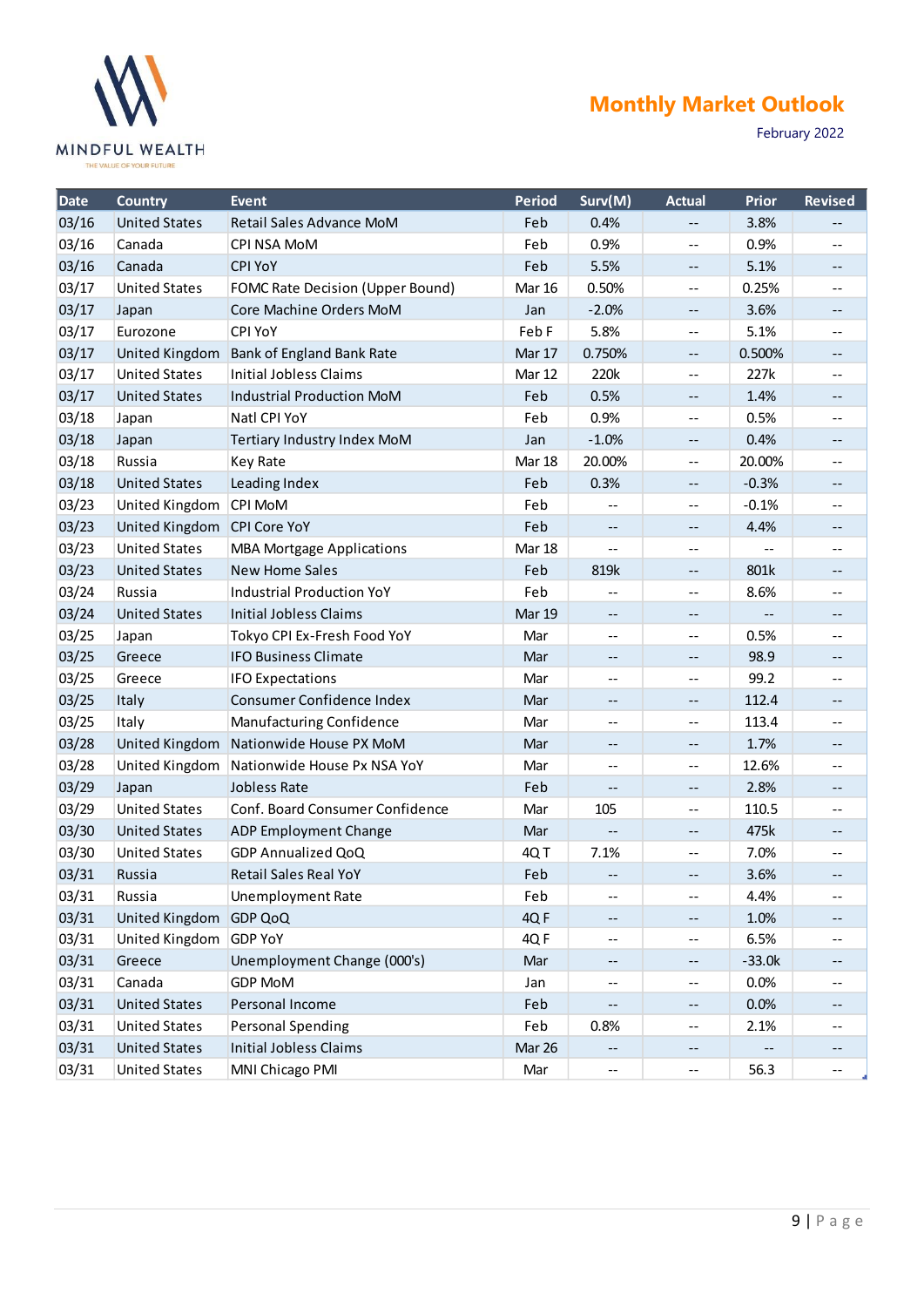| Date | Country | Event | Period | Surv(M) | Actual | Prior | Revised |
|---|---|---|---|---|---|---|---|
| 03/16 | United States | Retail Sales Advance MoM | Feb | 0.4% | -- | 3.8% | -- |
| 03/16 | Canada | CPI NSA MoM | Feb | 0.9% | -- | 0.9% | -- |
| 03/16 | Canada | CPI YoY | Feb | 5.5% | -- | 5.1% | -- |
| 03/17 | United States | FOMC Rate Decision (Upper Bound) | Mar 16 | 0.50% | -- | 0.25% | -- |
| 03/17 | Japan | Core Machine Orders MoM | Jan | -2.0% | -- | 3.6% | -- |
| 03/17 | Eurozone | CPI YoY | Feb F | 5.8% | -- | 5.1% | -- |
| 03/17 | United Kingdom | Bank of England Bank Rate | Mar 17 | 0.750% | -- | 0.500% | -- |
| 03/17 | United States | Initial Jobless Claims | Mar 12 | 220k | -- | 227k | -- |
| 03/17 | United States | Industrial Production MoM | Feb | 0.5% | -- | 1.4% | -- |
| 03/18 | Japan | Natl CPI YoY | Feb | 0.9% | -- | 0.5% | -- |
| 03/18 | Japan | Tertiary Industry Index MoM | Jan | -1.0% | -- | 0.4% | -- |
| 03/18 | Russia | Key Rate | Mar 18 | 20.00% | -- | 20.00% | -- |
| 03/18 | United States | Leading Index | Feb | 0.3% | -- | -0.3% | -- |
| 03/23 | United Kingdom | CPI MoM | Feb | -- | -- | -0.1% | -- |
| 03/23 | United Kingdom | CPI Core YoY | Feb | -- | -- | 4.4% | -- |
| 03/23 | United States | MBA Mortgage Applications | Mar 18 | -- | -- | -- | -- |
| 03/23 | United States | New Home Sales | Feb | 819k | -- | 801k | -- |
| 03/24 | Russia | Industrial Production YoY | Feb | -- | -- | 8.6% | -- |
| 03/24 | United States | Initial Jobless Claims | Mar 19 | -- | -- | -- | -- |
| 03/25 | Japan | Tokyo CPI Ex-Fresh Food YoY | Mar | -- | -- | 0.5% | -- |
| 03/25 | Greece | IFO Business Climate | Mar | -- | -- | 98.9 | -- |
| 03/25 | Greece | IFO Expectations | Mar | -- | -- | 99.2 | -- |
| 03/25 | Italy | Consumer Confidence Index | Mar | -- | -- | 112.4 | -- |
| 03/25 | Italy | Manufacturing Confidence | Mar | -- | -- | 113.4 | -- |
| 03/28 | United Kingdom | Nationwide House PX MoM | Mar | -- | -- | 1.7% | -- |
| 03/28 | United Kingdom | Nationwide House Px NSA YoY | Mar | -- | -- | 12.6% | -- |
| 03/29 | Japan | Jobless Rate | Feb | -- | -- | 2.8% | -- |
| 03/29 | United States | Conf. Board Consumer Confidence | Mar | 105 | -- | 110.5 | -- |
| 03/30 | United States | ADP Employment Change | Mar | -- | -- | 475k | -- |
| 03/30 | United States | GDP Annualized QoQ | 4Q T | 7.1% | -- | 7.0% | -- |
| 03/31 | Russia | Retail Sales Real YoY | Feb | -- | -- | 3.6% | -- |
| 03/31 | Russia | Unemployment Rate | Feb | -- | -- | 4.4% | -- |
| 03/31 | United Kingdom | GDP QoQ | 4Q F | -- | -- | 1.0% | -- |
| 03/31 | United Kingdom | GDP YoY | 4Q F | -- | -- | 6.5% | -- |
| 03/31 | Greece | Unemployment Change (000's) | Mar | -- | -- | -33.0k | -- |
| 03/31 | Canada | GDP MoM | Jan | -- | -- | 0.0% | -- |
| 03/31 | United States | Personal Income | Feb | -- | -- | 0.0% | -- |
| 03/31 | United States | Personal Spending | Feb | 0.8% | -- | 2.1% | -- |
| 03/31 | United States | Initial Jobless Claims | Mar 26 | -- | -- | -- | -- |
| 03/31 | United States | MNI Chicago PMI | Mar | -- | -- | 56.3 | -- |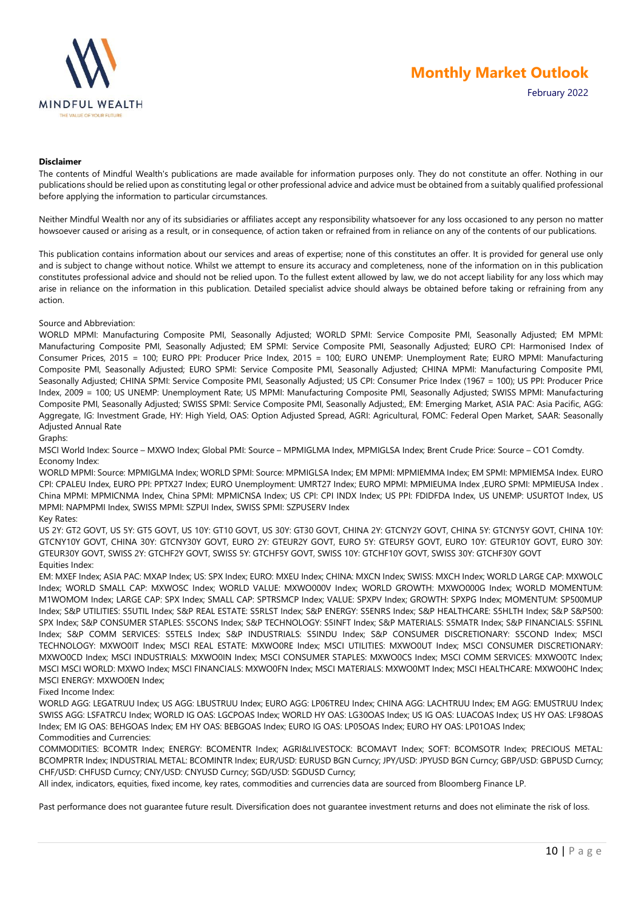**Disclaimer**

The contents of Mindful Wealth's publications are made available for information purposes only. They do not constitute an offer. Nothing in our publications should be relied upon as constituting legal or other professional advice and advice must be obtained from a suitably qualified professional before applying the information to particular circumstances.

Neither Mindful Wealth nor any of its subsidiaries or affiliates accept any responsibility whatsoever for any loss occasioned to any person no matter howsoever caused or arising as a result, or in consequence, of action taken or refrained from in reliance on any of the contents of our publications.

This publication contains information about our services and areas of expertise; none of this constitutes an offer. It is provided for general use only and is subject to change without notice. Whilst we attempt to ensure its accuracy and completeness, none of the information on in this publication constitutes professional advice and should not be relied upon. To the fullest extent allowed by law, we do not accept liability for any loss which may arise in reliance on the information in this publication. Detailed specialist advice should always be obtained before taking or refraining from any action.

Source and Abbreviation:

WORLD MPMI: Manufacturing Composite PMI, Seasonally Adjusted; WORLD SPMI: Service Composite PMI, Seasonally Adjusted; EM MPMI: Manufacturing Composite PMI, Seasonally Adjusted; EM SPMI: Service Composite PMI, Seasonally Adjusted; EURO CPI: Harmonised Index of Consumer Prices, 2015 = 100; EURO PPI: Producer Price Index, 2015 = 100; EURO UNEMP: Unemployment Rate; EURO MPMI: Manufacturing Composite PMI, Seasonally Adjusted; EURO SPMI: Service Composite PMI, Seasonally Adjusted; CHINA MPMI: Manufacturing Composite PMI, Seasonally Adjusted; CHINA SPMI: Service Composite PMI, Seasonally Adjusted; US CPI: Consumer Price Index (1967 = 100); US PPI: Producer Price Index, 2009 = 100; US UNEMP: Unemployment Rate; US MPMI: Manufacturing Composite PMI, Seasonally Adjusted; SWISS MPMI: Manufacturing Composite PMI, Seasonally Adjusted; SWISS SPMI: Service Composite PMI, Seasonally Adjusted;, EM: Emerging Market, ASIA PAC: Asia Pacific, AGG: Aggregate, IG: Investment Grade, HY: High Yield, OAS: Option Adjusted Spread, AGRI: Agricultural, FOMC: Federal Open Market, SAAR: Seasonally Adjusted Annual Rate

Graphs:

MSCI World Index: Source – MXWO Index; Global PMI: Source – MPMIGLMA Index, MPMIGLSA Index; Brent Crude Price: Source – CO1 Comdty.

Economy Index:

WORLD MPMI: Source: MPMIGLMA Index; WORLD SPMI: Source: MPMIGLSA Index; EM MPMI: MPMIEMMA Index; EM SPMI: MPMIEMSA Index. EURO CPI: CPALEU Index, EURO PPI: PPTX27 Index; EURO Unemployment: UMRT27 Index; EURO MPMI: MPMIEUMA Index ,EURO SPMI: MPMIEUSA Index . China MPMI: MPMICNMA Index, China SPMI: MPMICNSA Index; US CPI: CPI INDX Index; US PPI: FDIDFDA Index, US UNEMP: USURTOT Index, US MPMI: NAPMPMI Index, SWISS MPMI: SZPUI Index, SWISS SPMI: SZPUSERV Index

Key Rates:

US 2Y: GT2 GOVT, US 5Y: GT5 GOVT, US 10Y: GT10 GOVT, US 30Y: GT30 GOVT, CHINA 2Y: GTCNY2Y GOVT, CHINA 5Y: GTCNY5Y GOVT, CHINA 10Y: GTCNY10Y GOVT, CHINA 30Y: GTCNY30Y GOVT, EURO 2Y: GTEUR2Y GOVT, EURO 5Y: GTEUR5Y GOVT, EURO 10Y: GTEUR10Y GOVT, EURO 30Y: GTEUR30Y GOVT, SWISS 2Y: GTCHF2Y GOVT, SWISS 5Y: GTCHF5Y GOVT, SWISS 10Y: GTCHF10Y GOVT, SWISS 30Y: GTCHF30Y GOVT

Equities Index:

EM: MXEF Index; ASIA PAC: MXAP Index; US: SPX Index; EURO: MXEU Index; CHINA: MXCN Index; SWISS: MXCH Index; WORLD LARGE CAP: MXWOLC Index; WORLD SMALL CAP: MXWOSC Index; WORLD VALUE: MXWO000V Index; WORLD GROWTH: MXWO000G Index; WORLD MOMENTUM: M1WOMOM Index; LARGE CAP: SPX Index; SMALL CAP: SPTRSMCP Index; VALUE: SPXPV Index; GROWTH: SPXPG Index; MOMENTUM: SP500MUP Index; S&P UTILITIES: S5UTIL Index; S&P REAL ESTATE: S5RLST Index; S&P ENERGY: S5ENRS Index; S&P HEALTHCARE: S5HLTH Index; S&P S&P500: SPX Index; S&P CONSUMER STAPLES: S5CONS Index; S&P TECHNOLOGY: S5INFT Index; S&P MATERIALS: S5MATR Index; S&P FINANCIALS: S5FINL Index; S&P COMM SERVICES: S5TELS Index; S&P INDUSTRIALS: S5INDU Index; S&P CONSUMER DISCRETIONARY: S5COND Index; MSCI TECHNOLOGY: MXWO0IT Index; MSCI REAL ESTATE: MXWO0RE Index; MSCI UTILITIES: MXWO0UT Index; MSCI CONSUMER DISCRETIONARY: MXWO0CD Index; MSCI INDUSTRIALS: MXWO0IN Index; MSCI CONSUMER STAPLES: MXWO0CS Index; MSCI COMM SERVICES: MXWO0TC Index; MSCI MSCI WORLD: MXWO Index; MSCI FINANCIALS: MXWO0FN Index; MSCI MATERIALS: MXWO0MT Index; MSCI HEALTHCARE: MXWO0HC Index; MSCI ENERGY: MXWO0EN Index;

Fixed Income Index:

WORLD AGG: LEGATRUU Index; US AGG: LBUSTRUU Index; EURO AGG: LP06TREU Index; CHINA AGG: LACHTRUU Index; EM AGG: EMUSTRUU Index; SWISS AGG: LSFATRCU Index; WORLD IG OAS: LGCPOAS Index; WORLD HY OAS: LG30OAS Index; US IG OAS: LUACOAS Index; US HY OAS: LF98OAS Index; EM IG OAS: BEHGOAS Index; EM HY OAS: BEBGOAS Index; EURO IG OAS: LP05OAS Index; EURO HY OAS: LP01OAS Index;

Commodities and Currencies:

COMMODITIES: BCOMTR Index; ENERGY: BCOMENTR Index; AGRI&LIVESTOCK: BCOMAVT Index; SOFT: BCOMSOTR Index; PRECIOUS METAL: BCOMPRTR Index; INDUSTRIAL METAL: BCOMINTR Index; EUR/USD: EURUSD BGN Curncy; JPY/USD: JPYUSD BGN Curncy; GBP/USD: GBPUSD Curncy; CHF/USD: CHFUSD Curncy; CNY/USD: CNYUSD Curncy; SGD/USD: SGDUSD Curncy;

All index, indicators, equities, fixed income, key rates, commodities and currencies data are sourced from Bloomberg Finance LP.

Past performance does not guarantee future result. Diversification does not guarantee investment returns and does not eliminate the risk of loss.